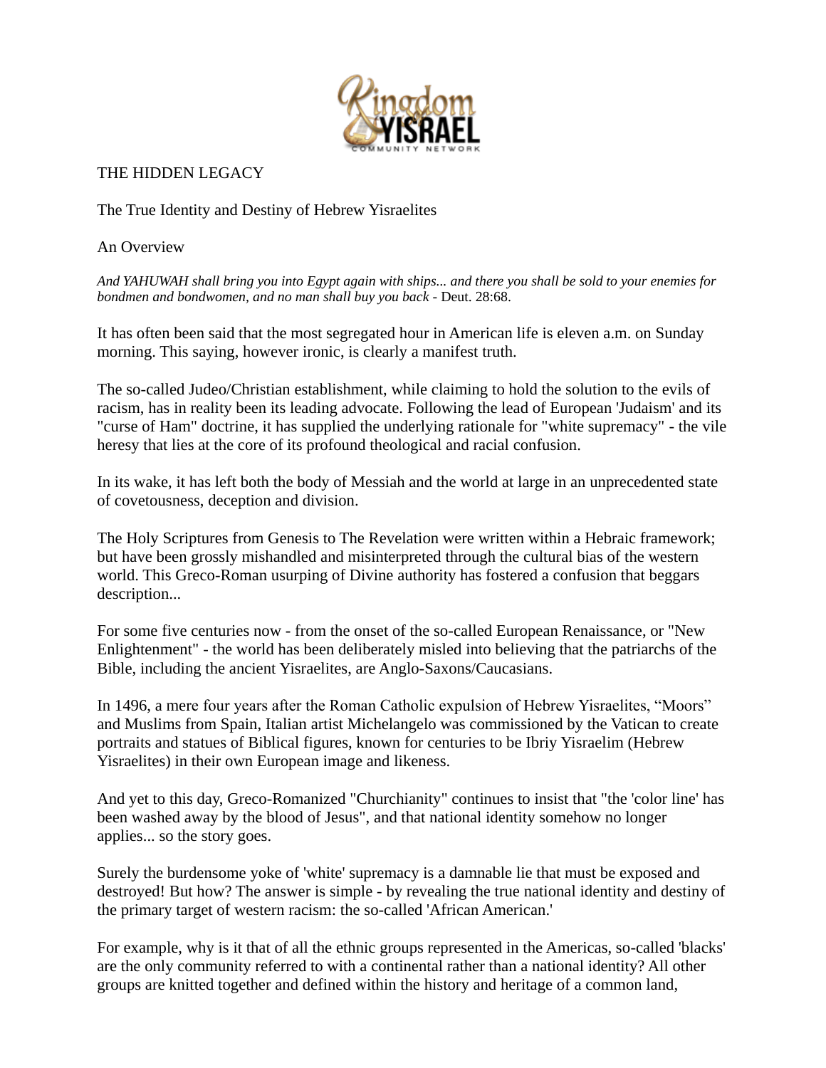# THE HIDDEN LEGACY

## The True Identity and Destiny of Hebrew Yisraelites

### An Overview

*And YAHUWAH shall bring you into Egypt again with ships... and there you shall be sold to your enemies for bondmen and bondwomen, and no man shall buy you back* - Deut. 28:68.

It has often been said that the most segregated hour in American life is eleven a.m. on Sunday morning. This saying, however ironic, is clearly a manifest truth.

The so-called Judeo/Christian establishment, while claiming to hold the solution to the evils of racism, has in reality been its leading advocate. Following the lead of European 'Judaism' and its "curse of Ham" doctrine, it has supplied the underlying rationale for "white supremacy" - the vile heresy that lies at the core of its profound theological and racial confusion.

In its wake, it has left both the body of Messiah and the world at large in an unprecedented state of covetousness, deception and division.

The Holy Scriptures from Genesis to The Revelation were written within a Hebraic framework; but have been grossly mishandled and misinterpreted through the cultural bias of the western world. This Greco-Roman usurping of Divine authority has fostered a confusion that beggars description...

For some five centuries now - from the onset of the so-called European Renaissance, or "New Enlightenment" - the world has been deliberately misled into believing that the patriarchs of the Bible, including the ancient Yisraelites, are Anglo-Saxons/Caucasians.

In 1496, a mere four years after the Roman Catholic expulsion of Hebrew Yisraelites, "Moors" and Muslims from Spain, Italian artist Michelangelo was commissioned by the Vatican to create portraits and statues of Biblical figures, known for centuries to be Ibriy Yisraelim (Hebrew Yisraelites) in their own European image and likeness.

And yet to this day, Greco-Romanized "Churchianity" continues to insist that "the 'color line' has been washed away by the blood of Jesus", and that national identity somehow no longer applies... so the story goes.

Surely the burdensome yoke of 'white' supremacy is a damnable lie that must be exposed and destroyed! But how? The answer is simple - by revealing the true national identity and destiny of the primary target of western racism: the so-called 'African American.'

For example, why is it that of all the ethnic groups represented in the Americas, so-called 'blacks' are the only community referred to with a continental rather than a national identity? All other groups are knitted together and defined within the history and heritage of a common land,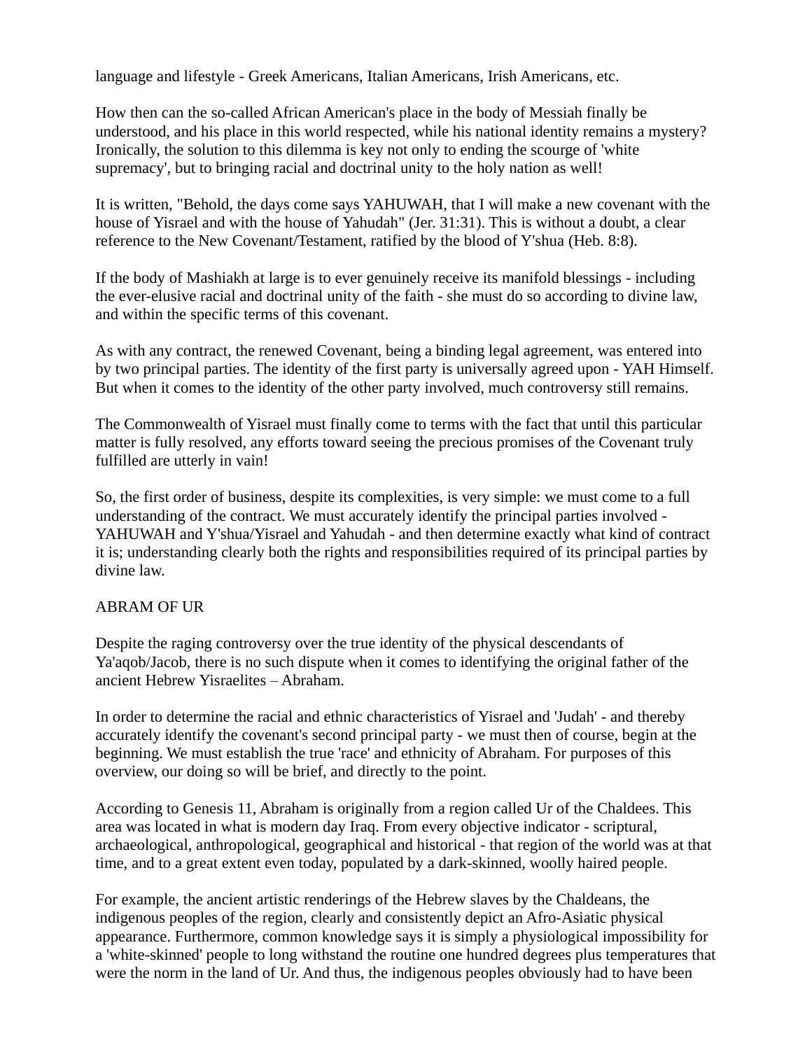language and lifestyle - Greek Americans, Italian Americans, Irish Americans, etc.

How then can the so-called African American's place in the body of Messiah finally be understood, and his place in this world respected, while his national identity remains a mystery? Ironically, the solution to this dilemma is key not only to ending the scourge of 'white supremacy', but to bringing racial and doctrinal unity to the holy nation as well!

It is written, "Behold, the days come says YAHUWAH, that I will make a new covenant with the house of Yisrael and with the house of Yahudah" (Jer. 31:31). This is without a doubt, a clear reference to the New Covenant/Testament, ratified by the blood of Y'shua (Heb. 8:8).

If the body of Mashiakh at large is to ever genuinely receive its manifold blessings - including the ever-elusive racial and doctrinal unity of the faith - she must do so according to divine law, and within the specific terms of this covenant.

As with any contract, the renewed Covenant, being a binding legal agreement, was entered into by two principal parties. The identity of the first party is universally agreed upon - YAH Himself. But when it comes to the identity of the other party involved, much controversy still remains.

The Commonwealth of Yisrael must finally come to terms with the fact that until this particular matter is fully resolved, any efforts toward seeing the precious promises of the Covenant truly fulfilled are utterly in vain!

So, the first order of business, despite its complexities, is very simple: we must come to a full understanding of the contract. We must accurately identify the principal parties involved - YAHUWAH and Y'shua/Yisrael and Yahudah - and then determine exactly what kind of contract it is; understanding clearly both the rights and responsibilities required of its principal parties by divine law.

## ABRAM OF UR

Despite the raging controversy over the true identity of the physical descendants of Ya'aqob/Jacob, there is no such dispute when it comes to identifying the original father of the ancient Hebrew Yisraelites – Abraham.

In order to determine the racial and ethnic characteristics of Yisrael and 'Judah' - and thereby accurately identify the covenant's second principal party - we must then of course, begin at the beginning. We must establish the true 'race' and ethnicity of Abraham. For purposes of this overview, our doing so will be brief, and directly to the point.

According to Genesis 11, Abraham is originally from a region called Ur of the Chaldees. This area was located in what is modern day Iraq. From every objective indicator - scriptural, archaeological, anthropological, geographical and historical - that region of the world was at that time, and to a great extent even today, populated by a dark-skinned, woolly haired people.

For example, the ancient artistic renderings of the Hebrew slaves by the Chaldeans, the indigenous peoples of the region, clearly and consistently depict an Afro-Asiatic physical appearance. Furthermore, common knowledge says it is simply a physiological impossibility for a 'white-skinned' people to long withstand the routine one hundred degrees plus temperatures that were the norm in the land of Ur. And thus, the indigenous peoples obviously had to have been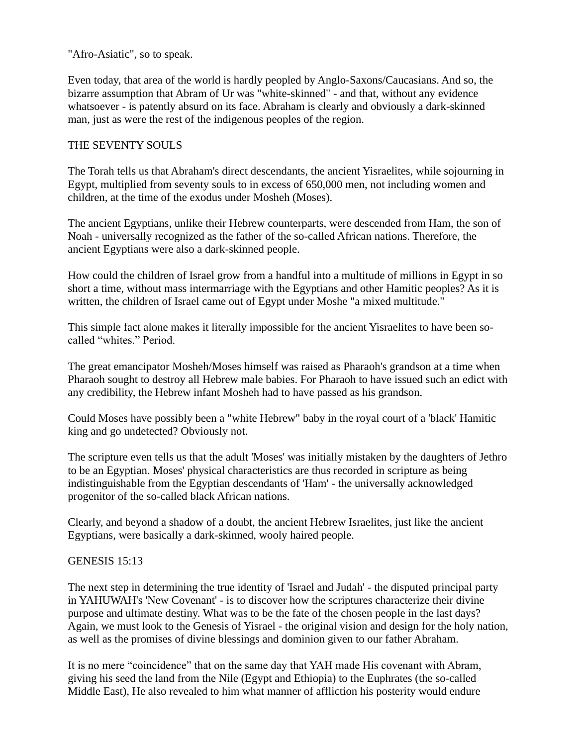"Afro-Asiatic", so to speak.

Even today, that area of the world is hardly peopled by Anglo-Saxons/Caucasians. And so, the bizarre assumption that Abram of Ur was "white-skinned" - and that, without any evidence whatsoever - is patently absurd on its face. Abraham is clearly and obviously a dark-skinned man, just as were the rest of the indigenous peoples of the region.

## THE SEVENTY SOULS

The Torah tells us that Abraham's direct descendants, the ancient Yisraelites, while sojourning in Egypt, multiplied from seventy souls to in excess of 650,000 men, not including women and children, at the time of the exodus under Mosheh (Moses).

The ancient Egyptians, unlike their Hebrew counterparts, were descended from Ham, the son of Noah - universally recognized as the father of the so-called African nations. Therefore, the ancient Egyptians were also a dark-skinned people.

How could the children of Israel grow from a handful into a multitude of millions in Egypt in so short a time, without mass intermarriage with the Egyptians and other Hamitic peoples? As it is written, the children of Israel came out of Egypt under Moshe "a mixed multitude."

This simple fact alone makes it literally impossible for the ancient Yisraelites to have been so-called “whites.” Period.

The great emancipator Mosheh/Moses himself was raised as Pharaoh's grandson at a time when Pharaoh sought to destroy all Hebrew male babies. For Pharaoh to have issued such an edict with any credibility, the Hebrew infant Mosheh had to have passed as his grandson.

Could Moses have possibly been a "white Hebrew" baby in the royal court of a 'black' Hamitic king and go undetected? Obviously not.

The scripture even tells us that the adult 'Moses' was initially mistaken by the daughters of Jethro to be an Egyptian. Moses' physical characteristics are thus recorded in scripture as being indistinguishable from the Egyptian descendants of 'Ham' - the universally acknowledged progenitor of the so-called black African nations.

Clearly, and beyond a shadow of a doubt, the ancient Hebrew Israelites, just like the ancient Egyptians, were basically a dark-skinned, wooly haired people.

## GENESIS 15:13

The next step in determining the true identity of 'Israel and Judah' - the disputed principal party in YAHUWAH's 'New Covenant' - is to discover how the scriptures characterize their divine purpose and ultimate destiny. What was to be the fate of the chosen people in the last days? Again, we must look to the Genesis of Yisrael - the original vision and design for the holy nation, as well as the promises of divine blessings and dominion given to our father Abraham.

It is no mere “coincidence” that on the same day that YAH made His covenant with Abram, giving his seed the land from the Nile (Egypt and Ethiopia) to the Euphrates (the so-called Middle East), He also revealed to him what manner of affliction his posterity would endure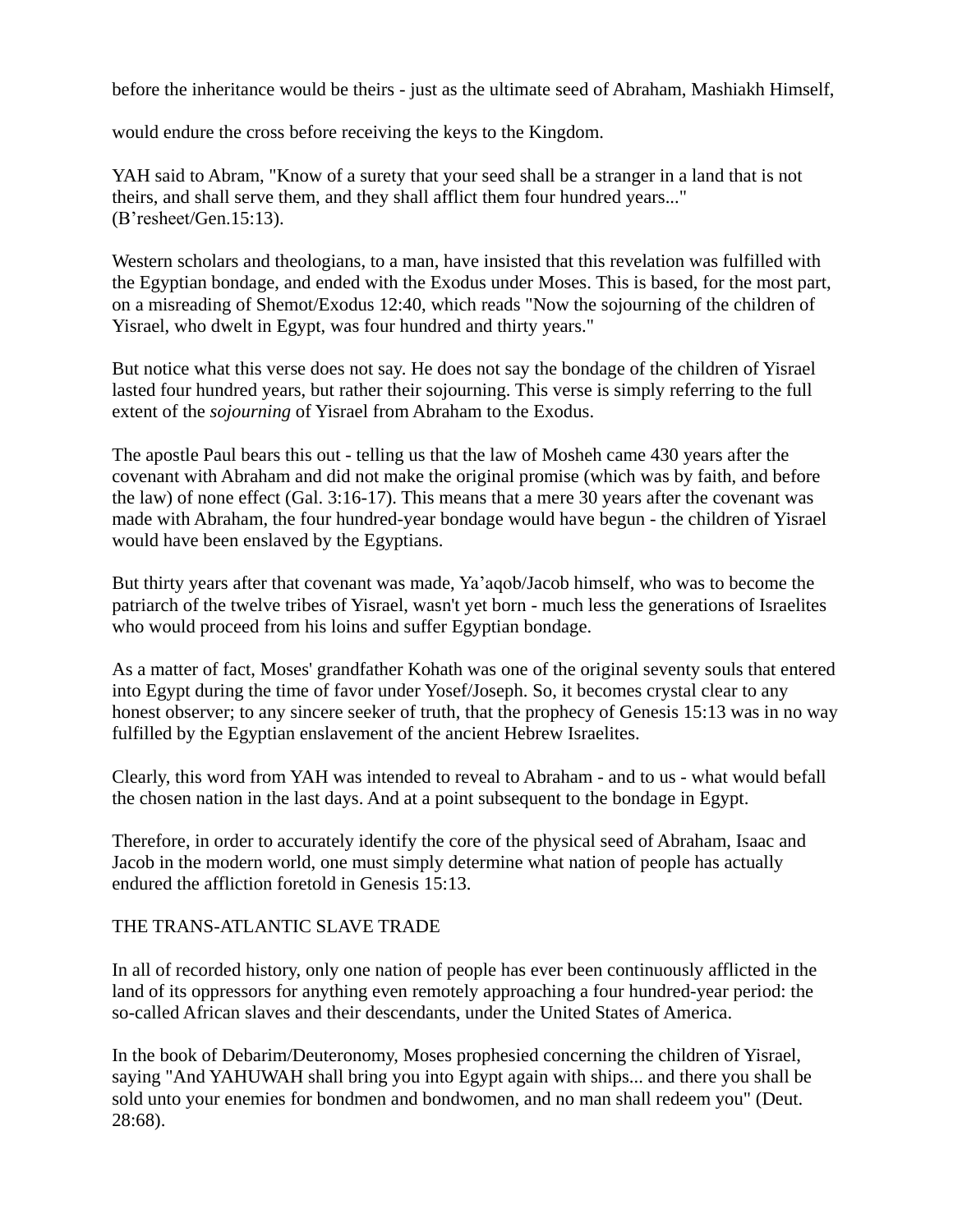before the inheritance would be theirs - just as the ultimate seed of Abraham, Mashiakh Himself,

would endure the cross before receiving the keys to the Kingdom.

YAH said to Abram, "Know of a surety that your seed shall be a stranger in a land that is not theirs, and shall serve them, and they shall afflict them four hundred years..." (B'resheet/Gen.15:13).

Western scholars and theologians, to a man, have insisted that this revelation was fulfilled with the Egyptian bondage, and ended with the Exodus under Moses. This is based, for the most part, on a misreading of Shemot/Exodus 12:40, which reads "Now the sojourning of the children of Yisrael, who dwelt in Egypt, was four hundred and thirty years."

But notice what this verse does not say. He does not say the bondage of the children of Yisrael lasted four hundred years, but rather their sojourning. This verse is simply referring to the full extent of the *sojourning* of Yisrael from Abraham to the Exodus.

The apostle Paul bears this out - telling us that the law of Mosheh came 430 years after the covenant with Abraham and did not make the original promise (which was by faith, and before the law) of none effect (Gal. 3:16-17). This means that a mere 30 years after the covenant was made with Abraham, the four hundred-year bondage would have begun - the children of Yisrael would have been enslaved by the Egyptians.

But thirty years after that covenant was made, Ya'aqob/Jacob himself, who was to become the patriarch of the twelve tribes of Yisrael, wasn't yet born - much less the generations of Israelites who would proceed from his loins and suffer Egyptian bondage.

As a matter of fact, Moses' grandfather Kohath was one of the original seventy souls that entered into Egypt during the time of favor under Yosef/Joseph. So, it becomes crystal clear to any honest observer; to any sincere seeker of truth, that the prophecy of Genesis 15:13 was in no way fulfilled by the Egyptian enslavement of the ancient Hebrew Israelites.

Clearly, this word from YAH was intended to reveal to Abraham - and to us - what would befall the chosen nation in the last days. And at a point subsequent to the bondage in Egypt.

Therefore, in order to accurately identify the core of the physical seed of Abraham, Isaac and Jacob in the modern world, one must simply determine what nation of people has actually endured the affliction foretold in Genesis 15:13.

## THE TRANS-ATLANTIC SLAVE TRADE

In all of recorded history, only one nation of people has ever been continuously afflicted in the land of its oppressors for anything even remotely approaching a four hundred-year period: the so-called African slaves and their descendants, under the United States of America.

In the book of Debarim/Deuteronomy, Moses prophesied concerning the children of Yisrael, saying "And YAHUWAH shall bring you into Egypt again with ships... and there you shall be sold unto your enemies for bondmen and bondwomen, and no man shall redeem you" (Deut. 28:68).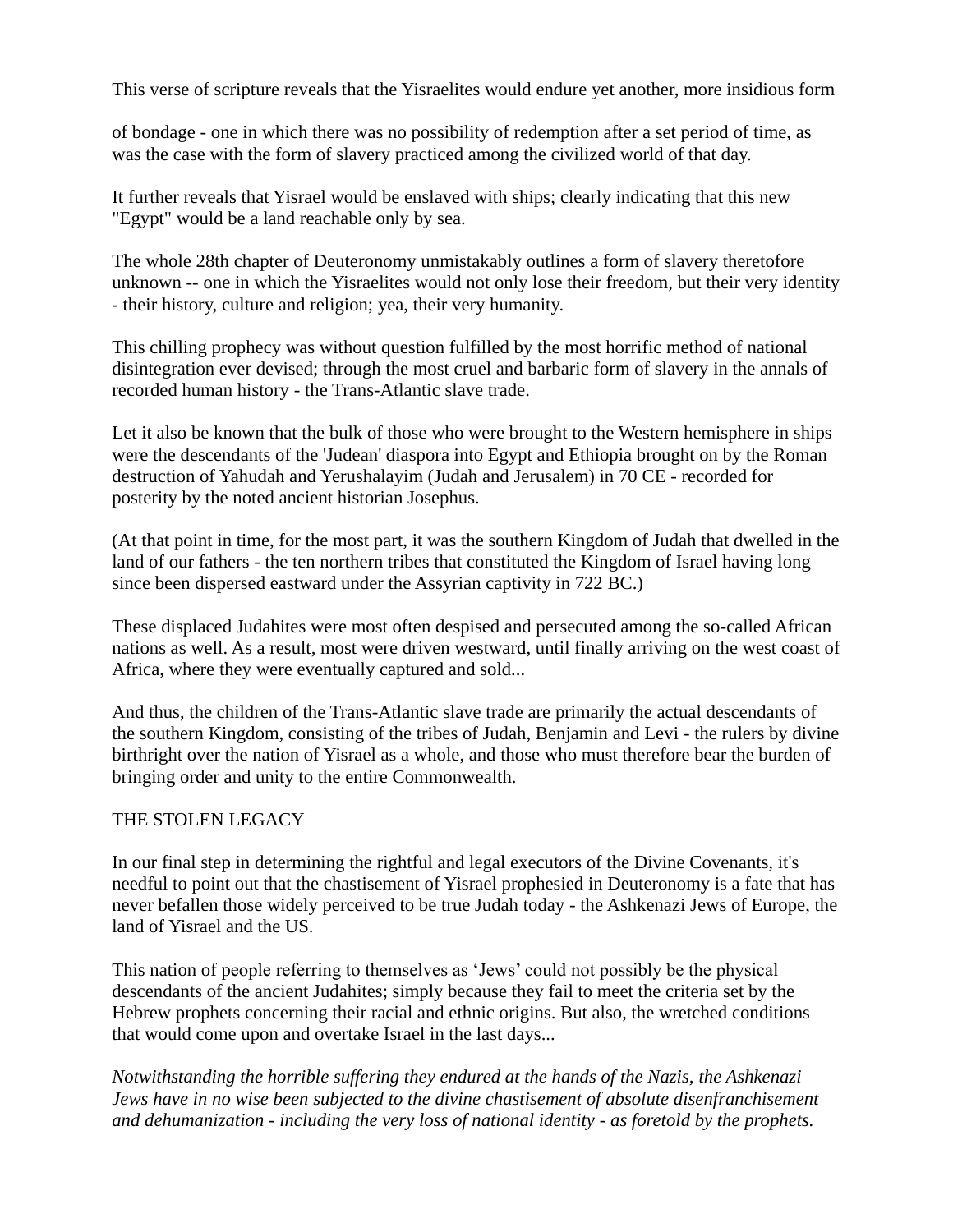This verse of scripture reveals that the Yisraelites would endure yet another, more insidious form

of bondage - one in which there was no possibility of redemption after a set period of time, as was the case with the form of slavery practiced among the civilized world of that day.

It further reveals that Yisrael would be enslaved with ships; clearly indicating that this new "Egypt" would be a land reachable only by sea.

The whole 28th chapter of Deuteronomy unmistakably outlines a form of slavery theretofore unknown -- one in which the Yisraelites would not only lose their freedom, but their very identity - their history, culture and religion; yea, their very humanity.

This chilling prophecy was without question fulfilled by the most horrific method of national disintegration ever devised; through the most cruel and barbaric form of slavery in the annals of recorded human history - the Trans-Atlantic slave trade.

Let it also be known that the bulk of those who were brought to the Western hemisphere in ships were the descendants of the 'Judean' diaspora into Egypt and Ethiopia brought on by the Roman destruction of Yahudah and Yerushalayim (Judah and Jerusalem) in 70 CE - recorded for posterity by the noted ancient historian Josephus.

(At that point in time, for the most part, it was the southern Kingdom of Judah that dwelled in the land of our fathers - the ten northern tribes that constituted the Kingdom of Israel having long since been dispersed eastward under the Assyrian captivity in 722 BC.)

These displaced Judahites were most often despised and persecuted among the so-called African nations as well. As a result, most were driven westward, until finally arriving on the west coast of Africa, where they were eventually captured and sold...

And thus, the children of the Trans-Atlantic slave trade are primarily the actual descendants of the southern Kingdom, consisting of the tribes of Judah, Benjamin and Levi - the rulers by divine birthright over the nation of Yisrael as a whole, and those who must therefore bear the burden of bringing order and unity to the entire Commonwealth.

## THE STOLEN LEGACY

In our final step in determining the rightful and legal executors of the Divine Covenants, it's needful to point out that the chastisement of Yisrael prophesied in Deuteronomy is a fate that has never befallen those widely perceived to be true Judah today - the Ashkenazi Jews of Europe, the land of Yisrael and the US.

This nation of people referring to themselves as 'Jews' could not possibly be the physical descendants of the ancient Judahites; simply because they fail to meet the criteria set by the Hebrew prophets concerning their racial and ethnic origins. But also, the wretched conditions that would come upon and overtake Israel in the last days...

*Notwithstanding the horrible suffering they endured at the hands of the Nazis, the Ashkenazi Jews have in no wise been subjected to the divine chastisement of absolute disenfranchisement and dehumanization - including the very loss of national identity - as foretold by the prophets.*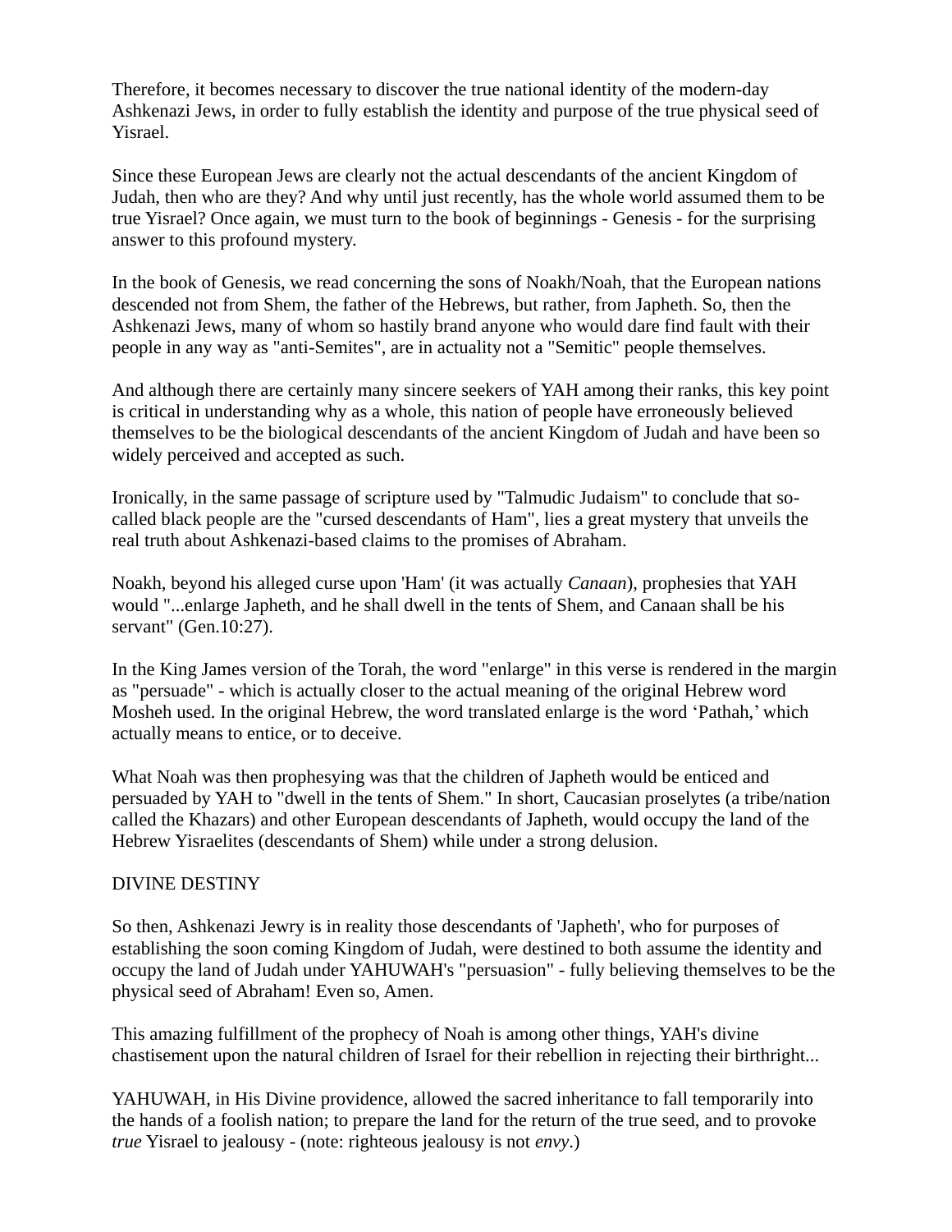Therefore, it becomes necessary to discover the true national identity of the modern-day Ashkenazi Jews, in order to fully establish the identity and purpose of the true physical seed of Yisrael.

Since these European Jews are clearly not the actual descendants of the ancient Kingdom of Judah, then who are they? And why until just recently, has the whole world assumed them to be true Yisrael? Once again, we must turn to the book of beginnings - Genesis - for the surprising answer to this profound mystery.

In the book of Genesis, we read concerning the sons of Noakh/Noah, that the European nations descended not from Shem, the father of the Hebrews, but rather, from Japheth. So, then the Ashkenazi Jews, many of whom so hastily brand anyone who would dare find fault with their people in any way as "anti-Semites", are in actuality not a "Semitic" people themselves.

And although there are certainly many sincere seekers of YAH among their ranks, this key point is critical in understanding why as a whole, this nation of people have erroneously believed themselves to be the biological descendants of the ancient Kingdom of Judah and have been so widely perceived and accepted as such.

Ironically, in the same passage of scripture used by "Talmudic Judaism" to conclude that so-called black people are the "cursed descendants of Ham", lies a great mystery that unveils the real truth about Ashkenazi-based claims to the promises of Abraham.

Noakh, beyond his alleged curse upon 'Ham' (it was actually *Canaan*), prophesies that YAH would "...enlarge Japheth, and he shall dwell in the tents of Shem, and Canaan shall be his servant" (Gen.10:27).

In the King James version of the Torah, the word "enlarge" in this verse is rendered in the margin as "persuade" - which is actually closer to the actual meaning of the original Hebrew word Mosheh used. In the original Hebrew, the word translated enlarge is the word 'Pathah,' which actually means to entice, or to deceive.

What Noah was then prophesying was that the children of Japheth would be enticed and persuaded by YAH to "dwell in the tents of Shem." In short, Caucasian proselytes (a tribe/nation called the Khazars) and other European descendants of Japheth, would occupy the land of the Hebrew Yisraelites (descendants of Shem) while under a strong delusion.

## DIVINE DESTINY

So then, Ashkenazi Jewry is in reality those descendants of 'Japheth', who for purposes of establishing the soon coming Kingdom of Judah, were destined to both assume the identity and occupy the land of Judah under YAHUWAH's "persuasion" - fully believing themselves to be the physical seed of Abraham! Even so, Amen.

This amazing fulfillment of the prophecy of Noah is among other things, YAH's divine chastisement upon the natural children of Israel for their rebellion in rejecting their birthright...

YAHUWAH, in His Divine providence, allowed the sacred inheritance to fall temporarily into the hands of a foolish nation; to prepare the land for the return of the true seed, and to provoke *true* Yisrael to jealousy - (note: righteous jealousy is not *envy*.)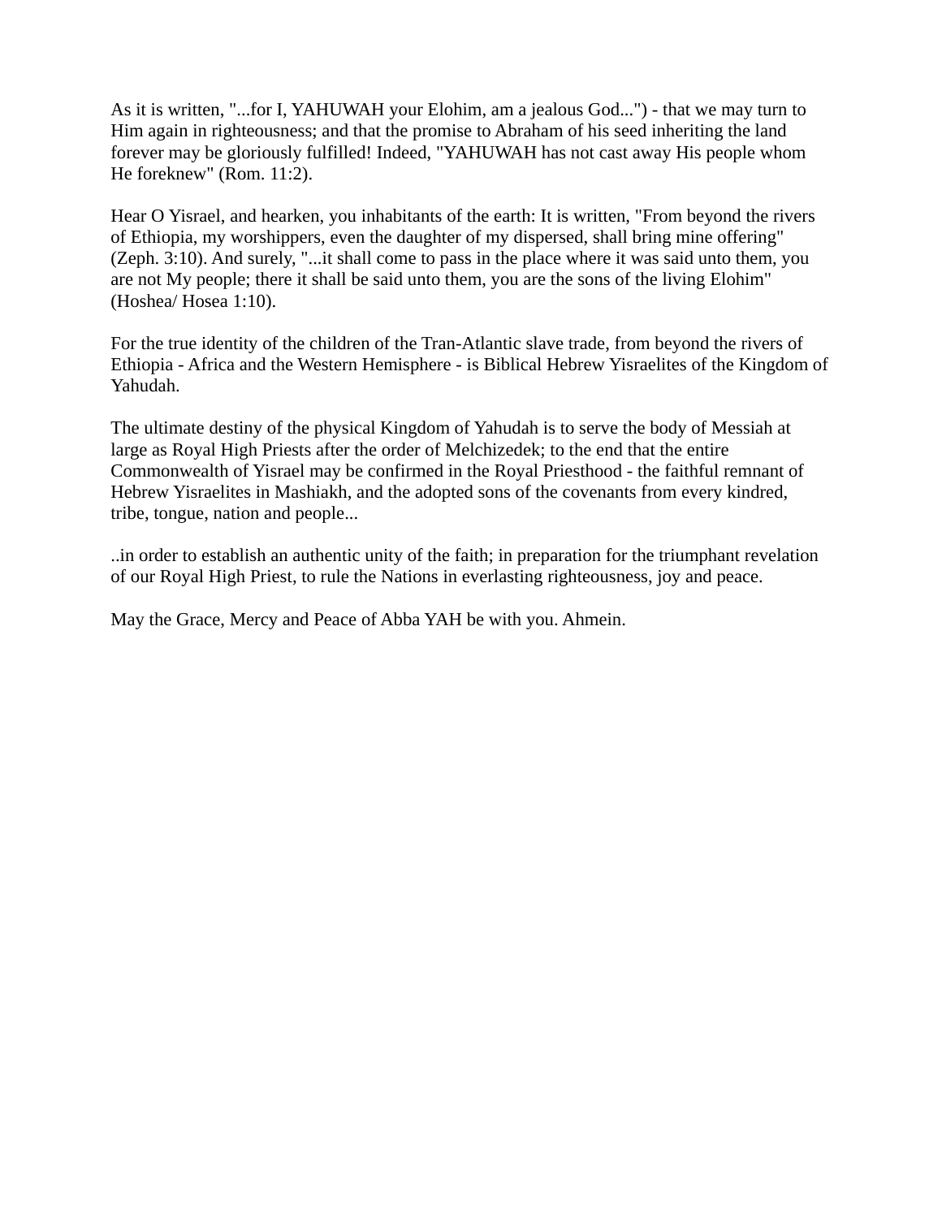As it is written, "...for I, YAHUWAH your Elohim, am a jealous God...") - that we may turn to Him again in righteousness; and that the promise to Abraham of his seed inheriting the land forever may be gloriously fulfilled! Indeed, "YAHUWAH has not cast away His people whom He foreknew" (Rom. 11:2).

Hear O Yisrael, and hearken, you inhabitants of the earth: It is written, "From beyond the rivers of Ethiopia, my worshippers, even the daughter of my dispersed, shall bring mine offering" (Zeph. 3:10). And surely, "...it shall come to pass in the place where it was said unto them, you are not My people; there it shall be said unto them, you are the sons of the living Elohim" (Hoshea/ Hosea 1:10).

For the true identity of the children of the Tran-Atlantic slave trade, from beyond the rivers of Ethiopia - Africa and the Western Hemisphere - is Biblical Hebrew Yisraelites of the Kingdom of Yahudah.

The ultimate destiny of the physical Kingdom of Yahudah is to serve the body of Messiah at large as Royal High Priests after the order of Melchizedek; to the end that the entire Commonwealth of Yisrael may be confirmed in the Royal Priesthood - the faithful remnant of Hebrew Yisraelites in Mashiakh, and the adopted sons of the covenants from every kindred, tribe, tongue, nation and people...

..in order to establish an authentic unity of the faith; in preparation for the triumphant revelation of our Royal High Priest, to rule the Nations in everlasting righteousness, joy and peace.

May the Grace, Mercy and Peace of Abba YAH be with you. Ahmein.